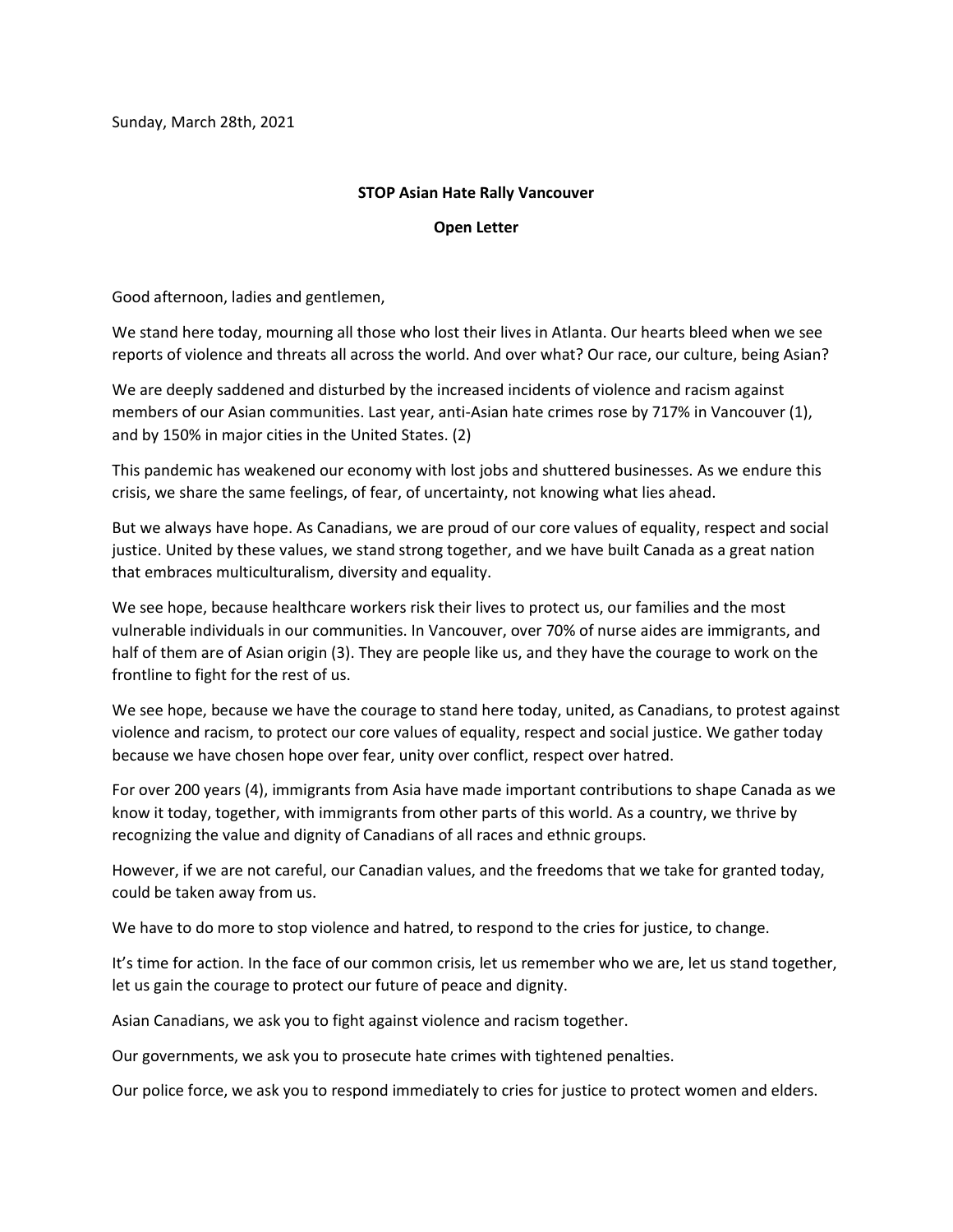Sunday, March 28th, 2021

**STOP Asian Hate Rally Vancouver**

**Open Letter**

Good afternoon, ladies and gentlemen,

We stand here today, mourning all those who lost their lives in Atlanta. Our hearts bleed when we see reports of violence and threats all across the world. And over what? Our race, our culture, being Asian?

We are deeply saddened and disturbed by the increased incidents of violence and racism against members of our Asian communities. Last year, anti-Asian hate crimes rose by 717% in Vancouver (1), and by 150% in major cities in the United States. (2)

This pandemic has weakened our economy with lost jobs and shuttered businesses. As we endure this crisis, we share the same feelings, of fear, of uncertainty, not knowing what lies ahead.

But we always have hope. As Canadians, we are proud of our core values of equality, respect and social justice. United by these values, we stand strong together, and we have built Canada as a great nation that embraces multiculturalism, diversity and equality.

We see hope, because healthcare workers risk their lives to protect us, our families and the most vulnerable individuals in our communities. In Vancouver, over 70% of nurse aides are immigrants, and half of them are of Asian origin (3). They are people like us, and they have the courage to work on the frontline to fight for the rest of us.

We see hope, because we have the courage to stand here today, united, as Canadians, to protest against violence and racism, to protect our core values of equality, respect and social justice. We gather today because we have chosen hope over fear, unity over conflict, respect over hatred.

For over 200 years (4), immigrants from Asia have made important contributions to shape Canada as we know it today, together, with immigrants from other parts of this world. As a country, we thrive by recognizing the value and dignity of Canadians of all races and ethnic groups.

However, if we are not careful, our Canadian values, and the freedoms that we take for granted today, could be taken away from us.

We have to do more to stop violence and hatred, to respond to the cries for justice, to change.

It's time for action. In the face of our common crisis, let us remember who we are, let us stand together, let us gain the courage to protect our future of peace and dignity.

Asian Canadians, we ask you to fight against violence and racism together.

Our governments, we ask you to prosecute hate crimes with tightened penalties.

Our police force, we ask you to respond immediately to cries for justice to protect women and elders.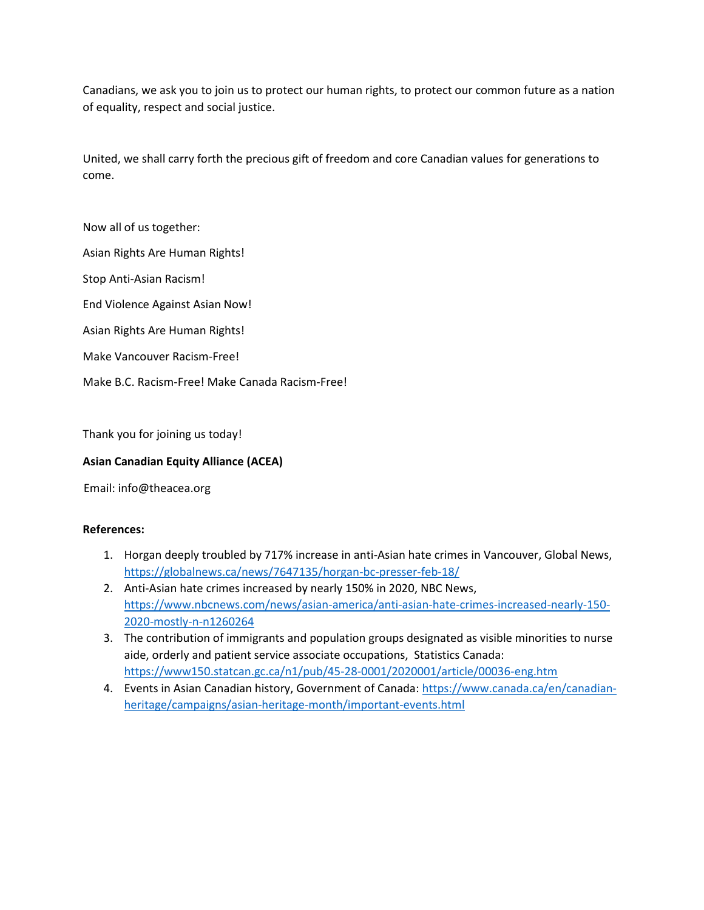Canadians, we ask you to join us to protect our human rights, to protect our common future as a nation of equality, respect and social justice.

United, we shall carry forth the precious gift of freedom and core Canadian values for generations to come.

Now all of us together:

Asian Rights Are Human Rights!

Stop Anti-Asian Racism!

End Violence Against Asian Now!

Asian Rights Are Human Rights!

Make Vancouver Racism-Free!

Make B.C. Racism-Free! Make Canada Racism-Free!

Thank you for joining us today!

**Asian Canadian Equity Alliance (ACEA)**

Email: info@theacea.org

**References:**

1. Horgan deeply troubled by 717% increase in anti-Asian hate crimes in Vancouver, Global News, https://globalnews.ca/news/7647135/horgan-bc-presser-feb-18/
2. Anti-Asian hate crimes increased by nearly 150% in 2020, NBC News, https://www.nbcnews.com/news/asian-america/anti-asian-hate-crimes-increased-nearly-150-2020-mostly-n-n1260264
3. The contribution of immigrants and population groups designated as visible minorities to nurse aide, orderly and patient service associate occupations, Statistics Canada: https://www150.statcan.gc.ca/n1/pub/45-28-0001/2020001/article/00036-eng.htm
4. Events in Asian Canadian history, Government of Canada: https://www.canada.ca/en/canadian-heritage/campaigns/asian-heritage-month/important-events.html